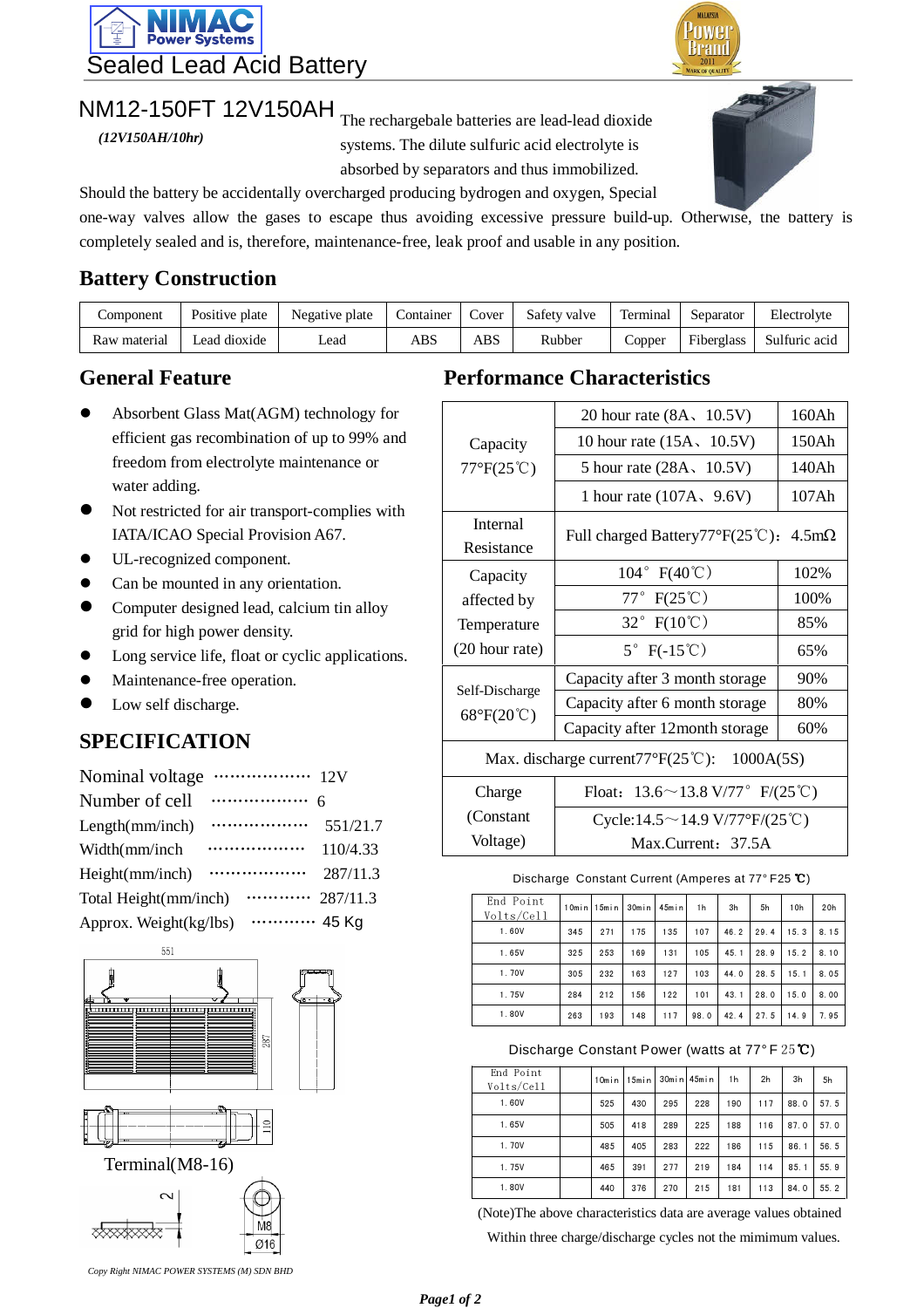# NIMAC Power Systems

## Sealed Lead Acid Battery

## NM12-150FT 12V150AH

*(12V150AH/10hr)*

The rechargebale batteries are lead-lead dioxide systems. The dilute sulfuric acid electrolyte is absorbed by separators and thus immobilized. Should the battery be accidentally overcharged producing bydrogen and oxygen, Special one-way valves allow the gases to escape thus avoiding excessive pressure build-up. Otherwise, the battery is completely sealed and is, therefore, maintenance-free, leak proof and usable in any position.

## Battery Construction

| Component | Positive plate | Negative plate | Container | Cover | Safety valve | Terminal | Separator | Electrolyte |
|---|---|---|---|---|---|---|---|---|
| Raw material | Lead dioxide | Lead | ABS | ABS | Rubber | Copper | Fiberglass | Sulfuric acid |

## General Feature

- Absorbent Glass Mat(AGM) technology for efficient gas recombination of up to 99% and freedom from electrolyte maintenance or water adding.
- Not restricted for air transport-complies with IATA/ICAO Special Provision A67.
- UL-recognized component.
- Can be mounted in any orientation.
- Computer designed lead, calcium tin alloy grid for high power density.
- Long service life, float or cyclic applications.
- Maintenance-free operation.
- Low self discharge.

## SPECIFICATION

| | |
|---|---|
| Nominal voltage | 12V |
| Number of cell | 6 |
| Length(mm/inch) | 551/21.7 |
| Width(mm/inch | 110/4.33 |
| Height(mm/inch) | 287/11.3 |
| Total Height(mm/inch) | 287/11.3 |
| Approx. Weight(kg/lbs) | 45 Kg |

Terminal(M8-16)

## Performance Characteristics

| | | |
|---|---|---|
| Capacity 77°F(25℃) | 20 hour rate (8A、10.5V) | 160Ah |
| | 10 hour rate (15A、10.5V) | 150Ah |
| | 5 hour rate (28A、10.5V) | 140Ah |
| | 1 hour rate (107A、9.6V) | 107Ah |
| Internal Resistance | Full charged Battery77°F(25℃)：4.5mΩ | |
| Capacity affected by Temperature (20 hour rate) | 104° F(40℃) | 102% |
| | 77° F(25℃) | 100% |
| | 32° F(10℃) | 85% |
| | 5° F(-15℃) | 65% |
| Self-Discharge 68°F(20℃) | Capacity after 3 month storage | 90% |
| | Capacity after 6 month storage | 80% |
| | Capacity after 12month storage | 60% |
| Max. discharge current77°F(25℃): 1000A(5S) | | |
| Charge (Constant Voltage) | Float：13.6～13.8 V/77° F/(25℃) | |
| | Cycle:14.5～14.9 V/77°F/(25℃) Max.Current：37.5A | |

Discharge Constant Current (Amperes at 77° F25 ℃)

| End Point Volts/Cell | 10min | 15min | 30min | 45min | 1h | 3h | 5h | 10h | 20h |
|---|---|---|---|---|---|---|---|---|---|
| 1.60V | 345 | 271 | 175 | 135 | 107 | 46.2 | 29.4 | 15.3 | 8.15 |
| 1.65V | 325 | 253 | 169 | 131 | 105 | 45.1 | 28.9 | 15.2 | 8.10 |
| 1.70V | 305 | 232 | 163 | 127 | 103 | 44.0 | 28.5 | 15.1 | 8.05 |
| 1.75V | 284 | 212 | 156 | 122 | 101 | 43.1 | 28.0 | 15.0 | 8.00 |
| 1.80V | 263 | 193 | 148 | 117 | 98.0 | 42.4 | 27.5 | 14.9 | 7.95 |

Discharge Constant Power (watts at 77° F 25℃)

| End Point Volts/Cell | | 10min | 15min | 30min | 45min | 1h | 2h | 3h | 5h |
|---|---|---|---|---|---|---|---|---|---|
| 1.60V | | 525 | 430 | 295 | 228 | 190 | 117 | 88.0 | 57.5 |
| 1.65V | | 505 | 418 | 289 | 225 | 188 | 116 | 87.0 | 57.0 |
| 1.70V | | 485 | 405 | 283 | 222 | 186 | 115 | 86.1 | 56.5 |
| 1.75V | | 465 | 391 | 277 | 219 | 184 | 114 | 85.1 | 55.9 |
| 1.80V | | 440 | 376 | 270 | 215 | 181 | 113 | 84.0 | 55.2 |

(Note)The above characteristics data are average values obtained Within three charge/discharge cycles not the mimimum values.

*Copy Right NIMAC POWER SYSTEMS (M) SDN BHD*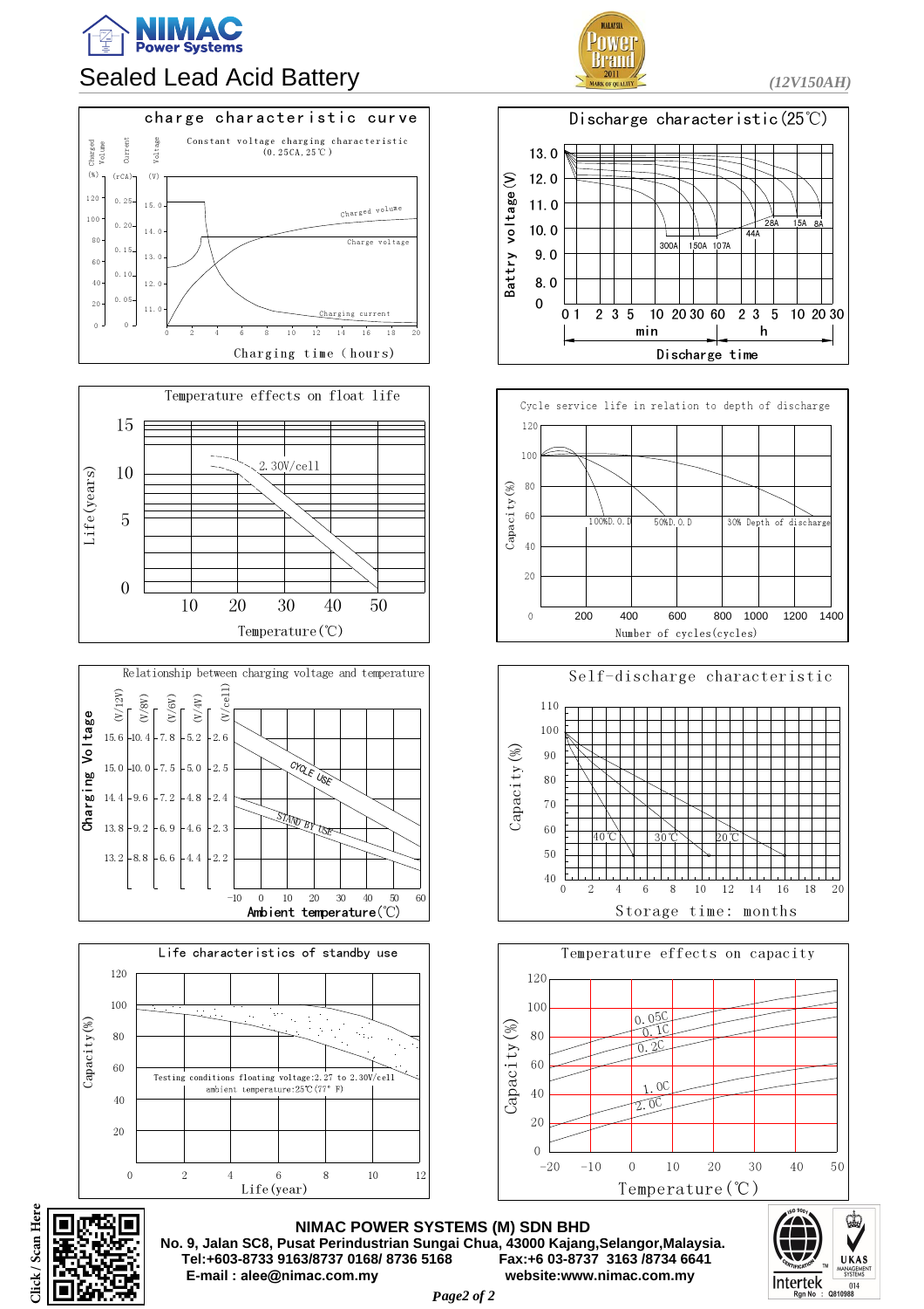# NIMAC Power Systems

## Sealed Lead Acid Battery

*(12V150AH)*

### charge characteristic curve

Constant voltage charging characteristic
(0.25CA, 25℃)

Charged Volume (%) | Current (rCA) | Voltage (V)

120 100 80 60 40 20 0
0.25 0.20 0.15 0.10 0.05 0
15.0 14.0 13.0 12.0 11.0

Charged volume
Charge voltage
Charging current

0 2 4 6 8 10 12 14 16 18 20

Charging time (hours)

### Discharge characteristic (25℃)

Battry voltage (V)

13.0 12.0 11.0 10.0 9.0 8.0 0

300A 150A 107A 44A 28A 15A 8A

0 1 2 3 5 10 20 30 60 2 3 5 10 20 30

min h

Discharge time

### Temperature effects on float life

Life (years)

15 10 5 0

2.30V/cell

10 20 30 40 50

Temperature (℃)

### Cycle service life in relation to depth of discharge

Capacity (%)

120 100 80 60 40 20 0

100%D.O.D 50%D.O.D 30% Depth of discharge

200 400 600 800 1000 1200 1400

Number of cycles (cycles)

### Relationship between charging voltage and temperature

Charging Voltage

(V/12V) (V/8V) (V/6V) (V/4V) (V/cell)

15.6 10.4 7.8 5.2 2.6
15.0 10.0 7.5 5.0 2.5
14.4 9.6 7.2 4.8 2.4
13.8 9.2 6.9 4.6 2.3
13.2 8.8 6.6 4.4 2.2

CYCLE USE
STAND BY USE

−10 0 10 20 30 40 50 60

Ambient temperature (℃)

### Self-discharge characteristic

Capacity (%)

110 100 90 80 70 60 50 40

40℃ 30℃ 20℃

0 2 4 6 8 10 12 14 16 18 20

Storage time: months

### Life characteristics of standby use

Capacity (%)

120 100 80 60 40 20

Testing conditions floating voltage: 2.27 to 2.30V/cell
ambient temperature: 25℃ (77° F)

0 2 4 6 8 10 12

Life (year)

### Temperature effects on capacity

Capacity (%)

120 100 80 60 40 20 0

0.05C 0.1C 0.2C 1.0C 2.0C

−20 −10 0 10 20 30 40 50

Temperature (℃)

---

Click / Scan Here

**NIMAC POWER SYSTEMS (M) SDN BHD**
**No. 9, Jalan SC8, Pusat Perindustrian Sungai Chua, 43000 Kajang, Selangor, Malaysia.**
**Tel:+603-8733 9163/8737 0168/ 8736 5168 Fax:+6 03-8737 3163 /8734 6641**
**E-mail : alee@nimac.com.my website:www.nimac.com.my**

Intertek Rgn No : Q810988